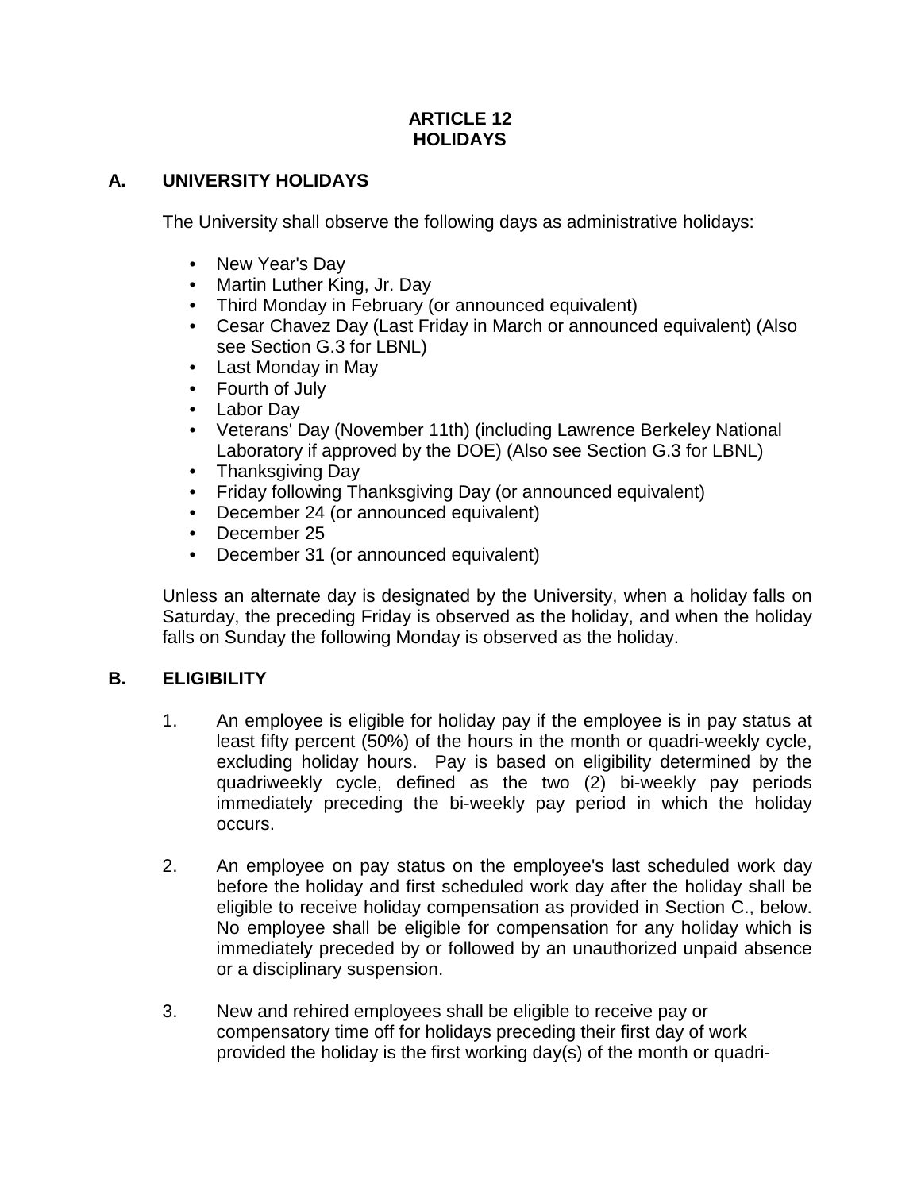# ARTICLE 12
# HOLIDAYS

## A. UNIVERSITY HOLIDAYS

The University shall observe the following days as administrative holidays:

- New Year's Day
- Martin Luther King, Jr. Day
- Third Monday in February (or announced equivalent)
- Cesar Chavez Day (Last Friday in March or announced equivalent) (Also see Section G.3 for LBNL)
- Last Monday in May
- Fourth of July
- Labor Day
- Veterans' Day (November 11th) (including Lawrence Berkeley National Laboratory if approved by the DOE) (Also see Section G.3 for LBNL)
- Thanksgiving Day
- Friday following Thanksgiving Day (or announced equivalent)
- December 24 (or announced equivalent)
- December 25
- December 31 (or announced equivalent)

Unless an alternate day is designated by the University, when a holiday falls on Saturday, the preceding Friday is observed as the holiday, and when the holiday falls on Sunday the following Monday is observed as the holiday.

## B. ELIGIBILITY

1. An employee is eligible for holiday pay if the employee is in pay status at least fifty percent (50%) of the hours in the month or quadri-weekly cycle, excluding holiday hours. Pay is based on eligibility determined by the quadriweekly cycle, defined as the two (2) bi-weekly pay periods immediately preceding the bi-weekly pay period in which the holiday occurs.

2. An employee on pay status on the employee's last scheduled work day before the holiday and first scheduled work day after the holiday shall be eligible to receive holiday compensation as provided in Section C., below. No employee shall be eligible for compensation for any holiday which is immediately preceded by or followed by an unauthorized unpaid absence or a disciplinary suspension.

3. New and rehired employees shall be eligible to receive pay or compensatory time off for holidays preceding their first day of work provided the holiday is the first working day(s) of the month or quadri-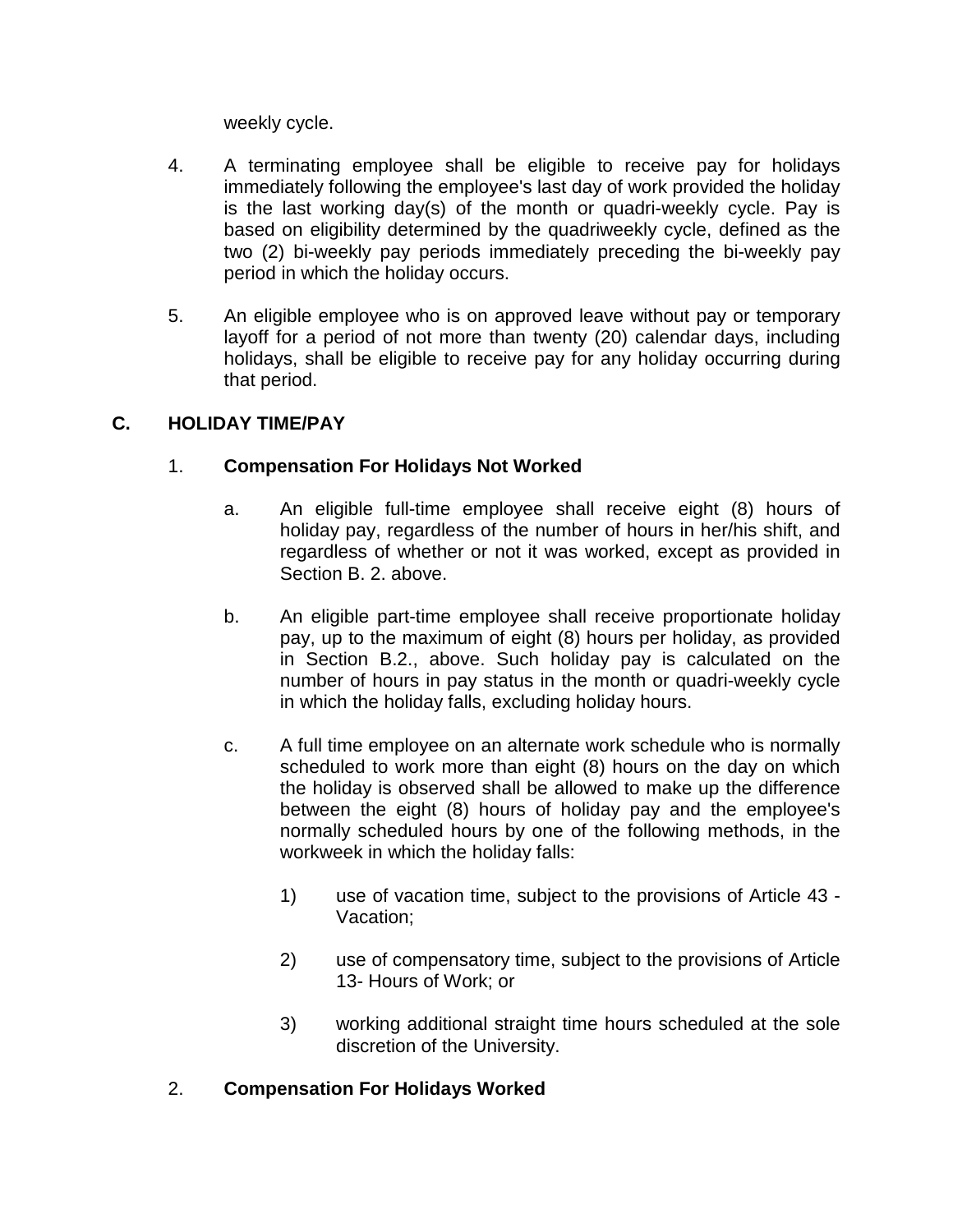weekly cycle.

4. A terminating employee shall be eligible to receive pay for holidays immediately following the employee's last day of work provided the holiday is the last working day(s) of the month or quadri-weekly cycle. Pay is based on eligibility determined by the quadriweekly cycle, defined as the two (2) bi-weekly pay periods immediately preceding the bi-weekly pay period in which the holiday occurs.

5. An eligible employee who is on approved leave without pay or temporary layoff for a period of not more than twenty (20) calendar days, including holidays, shall be eligible to receive pay for any holiday occurring during that period.

## C. HOLIDAY TIME/PAY

### 1. Compensation For Holidays Not Worked

a. An eligible full-time employee shall receive eight (8) hours of holiday pay, regardless of the number of hours in her/his shift, and regardless of whether or not it was worked, except as provided in Section B. 2. above.

b. An eligible part-time employee shall receive proportionate holiday pay, up to the maximum of eight (8) hours per holiday, as provided in Section B.2., above. Such holiday pay is calculated on the number of hours in pay status in the month or quadri-weekly cycle in which the holiday falls, excluding holiday hours.

c. A full time employee on an alternate work schedule who is normally scheduled to work more than eight (8) hours on the day on which the holiday is observed shall be allowed to make up the difference between the eight (8) hours of holiday pay and the employee's normally scheduled hours by one of the following methods, in the workweek in which the holiday falls:

1) use of vacation time, subject to the provisions of Article 43 - Vacation;

2) use of compensatory time, subject to the provisions of Article 13- Hours of Work; or

3) working additional straight time hours scheduled at the sole discretion of the University.

### 2. Compensation For Holidays Worked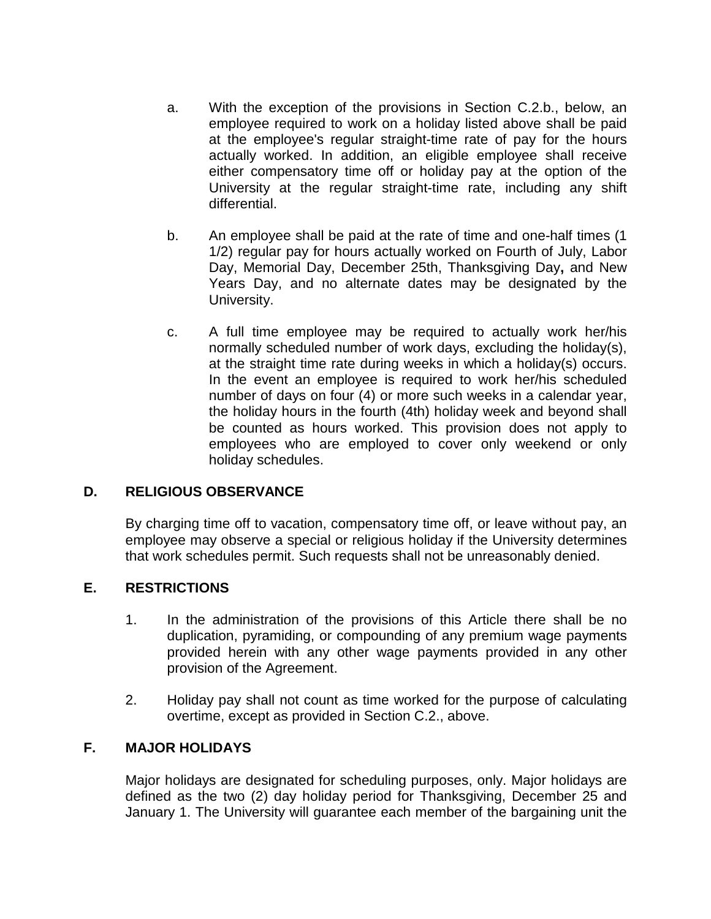a. With the exception of the provisions in Section C.2.b., below, an employee required to work on a holiday listed above shall be paid at the employee's regular straight-time rate of pay for the hours actually worked. In addition, an eligible employee shall receive either compensatory time off or holiday pay at the option of the University at the regular straight-time rate, including any shift differential.

b. An employee shall be paid at the rate of time and one-half times (1 1/2) regular pay for hours actually worked on Fourth of July, Labor Day, Memorial Day, December 25th, Thanksgiving Day**,** and New Years Day, and no alternate dates may be designated by the University.

c. A full time employee may be required to actually work her/his normally scheduled number of work days, excluding the holiday(s), at the straight time rate during weeks in which a holiday(s) occurs. In the event an employee is required to work her/his scheduled number of days on four (4) or more such weeks in a calendar year, the holiday hours in the fourth (4th) holiday week and beyond shall be counted as hours worked. This provision does not apply to employees who are employed to cover only weekend or only holiday schedules.

## D. RELIGIOUS OBSERVANCE

By charging time off to vacation, compensatory time off, or leave without pay, an employee may observe a special or religious holiday if the University determines that work schedules permit. Such requests shall not be unreasonably denied.

## E. RESTRICTIONS

1. In the administration of the provisions of this Article there shall be no duplication, pyramiding, or compounding of any premium wage payments provided herein with any other wage payments provided in any other provision of the Agreement.

2. Holiday pay shall not count as time worked for the purpose of calculating overtime, except as provided in Section C.2., above.

## F. MAJOR HOLIDAYS

Major holidays are designated for scheduling purposes, only. Major holidays are defined as the two (2) day holiday period for Thanksgiving, December 25 and January 1. The University will guarantee each member of the bargaining unit the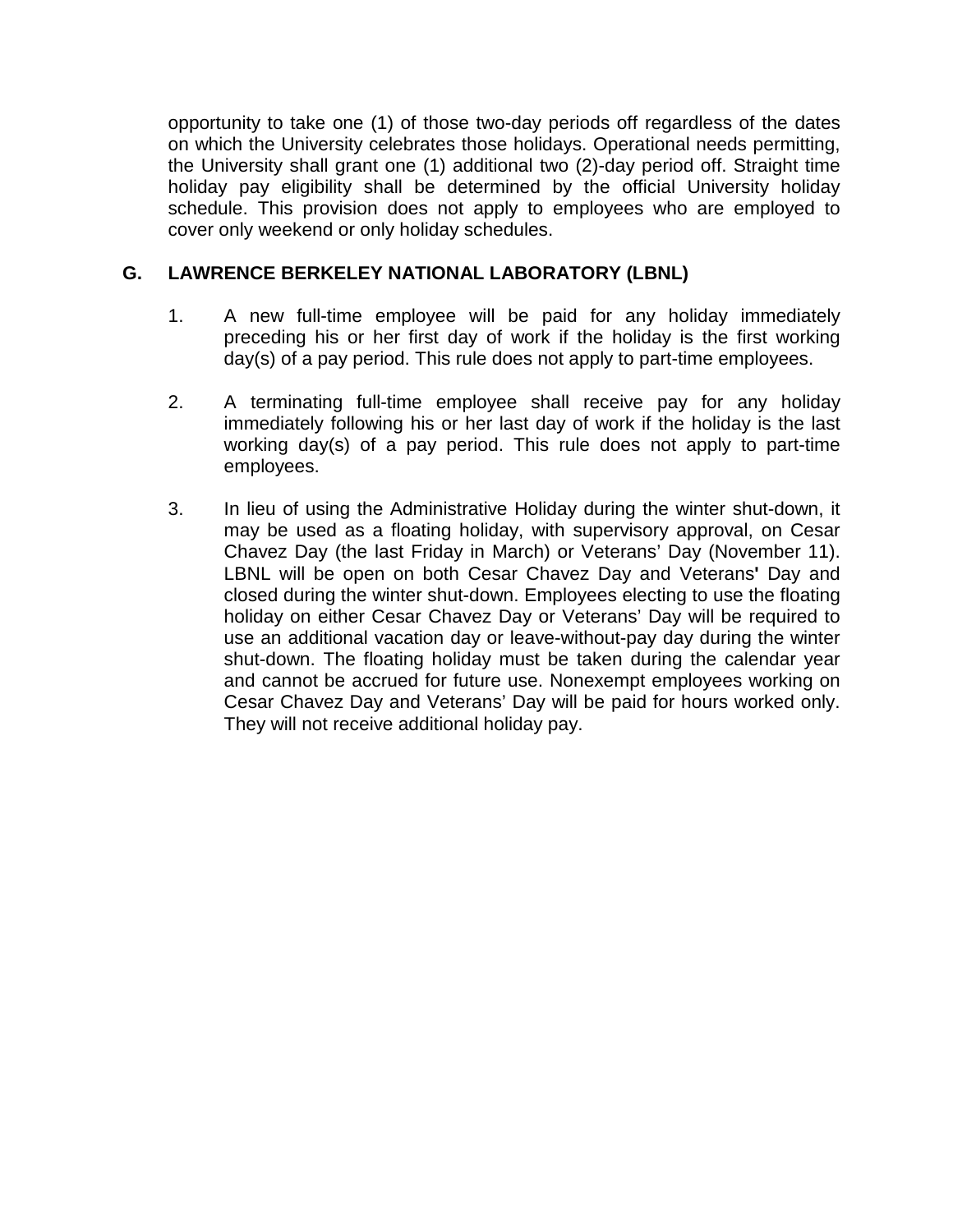opportunity to take one (1) of those two-day periods off regardless of the dates on which the University celebrates those holidays. Operational needs permitting, the University shall grant one (1) additional two (2)-day period off. Straight time holiday pay eligibility shall be determined by the official University holiday schedule. This provision does not apply to employees who are employed to cover only weekend or only holiday schedules.

**G. LAWRENCE BERKELEY NATIONAL LABORATORY (LBNL)**

1. A new full-time employee will be paid for any holiday immediately preceding his or her first day of work if the holiday is the first working day(s) of a pay period. This rule does not apply to part-time employees.

2. A terminating full-time employee shall receive pay for any holiday immediately following his or her last day of work if the holiday is the last working day(s) of a pay period. This rule does not apply to part-time employees.

3. In lieu of using the Administrative Holiday during the winter shut-down, it may be used as a floating holiday, with supervisory approval, on Cesar Chavez Day (the last Friday in March) or Veterans' Day (November 11). LBNL will be open on both Cesar Chavez Day and Veterans' Day and closed during the winter shut-down. Employees electing to use the floating holiday on either Cesar Chavez Day or Veterans' Day will be required to use an additional vacation day or leave-without-pay day during the winter shut-down. The floating holiday must be taken during the calendar year and cannot be accrued for future use. Nonexempt employees working on Cesar Chavez Day and Veterans' Day will be paid for hours worked only. They will not receive additional holiday pay.